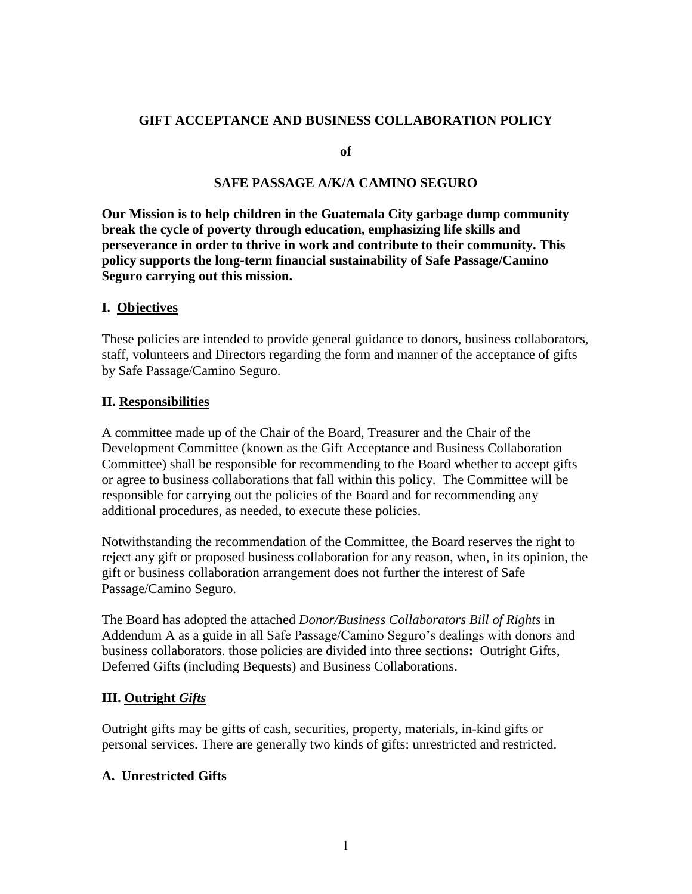# GIFT ACCEPTANCE AND BUSINESS COLLABORATION POLICY

**of**

**SAFE PASSAGE A/K/A CAMINO SEGURO**

**Our Mission is to help children in the Guatemala City garbage dump community break the cycle of poverty through education, emphasizing life skills and perseverance in order to thrive in work and contribute to their community. This policy supports the long-term financial sustainability of Safe Passage/Camino Seguro carrying out this mission.**

## I. Objectives

These policies are intended to provide general guidance to donors, business collaborators, staff, volunteers and Directors regarding the form and manner of the acceptance of gifts by Safe Passage/Camino Seguro.

## II. Responsibilities

A committee made up of the Chair of the Board, Treasurer and the Chair of the Development Committee (known as the Gift Acceptance and Business Collaboration Committee) shall be responsible for recommending to the Board whether to accept gifts or agree to business collaborations that fall within this policy. The Committee will be responsible for carrying out the policies of the Board and for recommending any additional procedures, as needed, to execute these policies.

Notwithstanding the recommendation of the Committee, the Board reserves the right to reject any gift or proposed business collaboration for any reason, when, in its opinion, the gift or business collaboration arrangement does not further the interest of Safe Passage/Camino Seguro.

The Board has adopted the attached *Donor/Business Collaborators Bill of Rights* in Addendum A as a guide in all Safe Passage/Camino Seguro's dealings with donors and business collaborators. those policies are divided into three sections**:** Outright Gifts, Deferred Gifts (including Bequests) and Business Collaborations.

## III. Outright *Gifts*

Outright gifts may be gifts of cash, securities, property, materials, in-kind gifts or personal services. There are generally two kinds of gifts: unrestricted and restricted.

### A. Unrestricted Gifts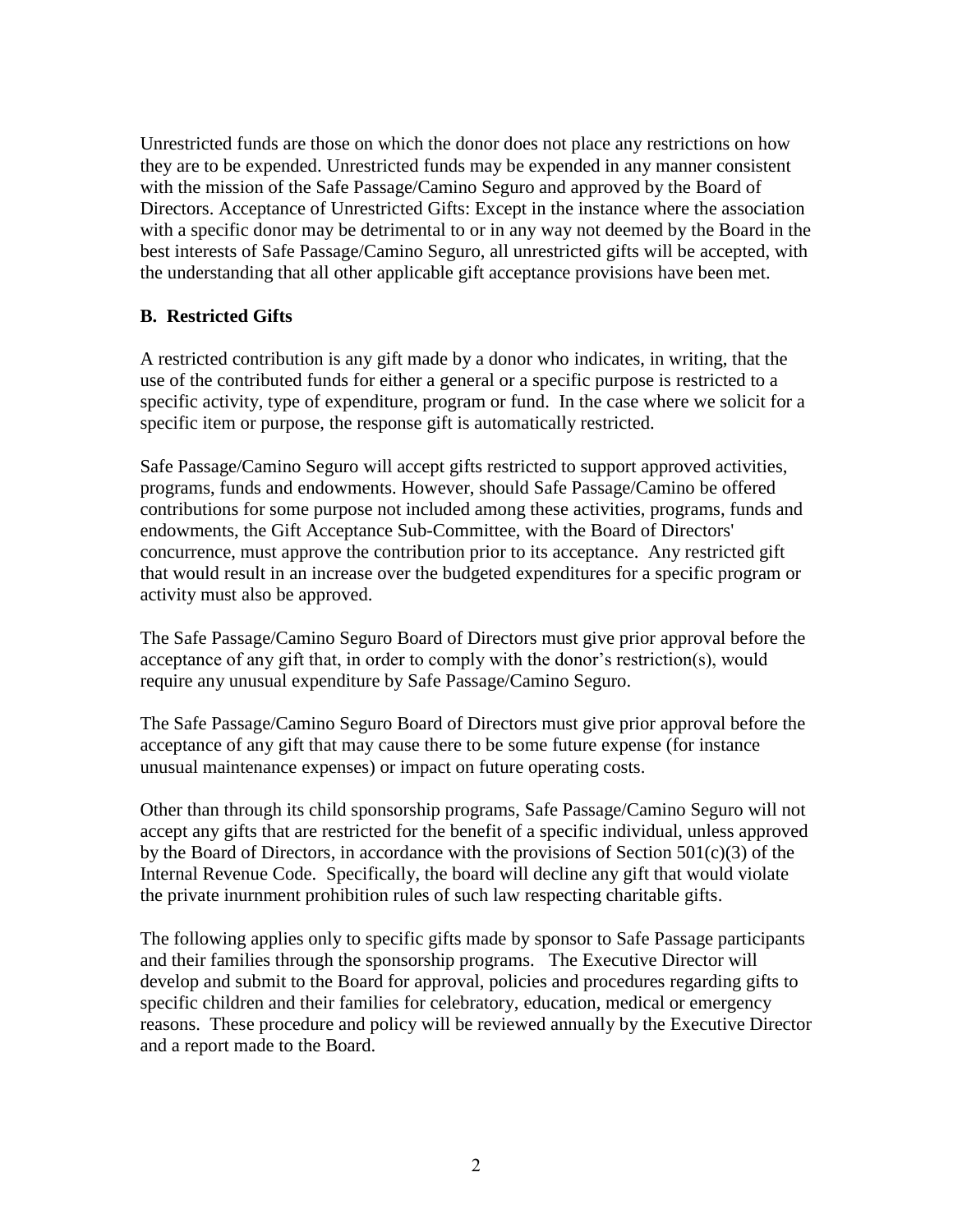Unrestricted funds are those on which the donor does not place any restrictions on how they are to be expended. Unrestricted funds may be expended in any manner consistent with the mission of the Safe Passage/Camino Seguro and approved by the Board of Directors. Acceptance of Unrestricted Gifts: Except in the instance where the association with a specific donor may be detrimental to or in any way not deemed by the Board in the best interests of Safe Passage/Camino Seguro, all unrestricted gifts will be accepted, with the understanding that all other applicable gift acceptance provisions have been met.

### B. Restricted Gifts

A restricted contribution is any gift made by a donor who indicates, in writing, that the use of the contributed funds for either a general or a specific purpose is restricted to a specific activity, type of expenditure, program or fund. In the case where we solicit for a specific item or purpose, the response gift is automatically restricted.

Safe Passage/Camino Seguro will accept gifts restricted to support approved activities, programs, funds and endowments. However, should Safe Passage/Camino be offered contributions for some purpose not included among these activities, programs, funds and endowments, the Gift Acceptance Sub-Committee, with the Board of Directors' concurrence, must approve the contribution prior to its acceptance. Any restricted gift that would result in an increase over the budgeted expenditures for a specific program or activity must also be approved.

The Safe Passage/Camino Seguro Board of Directors must give prior approval before the acceptance of any gift that, in order to comply with the donor's restriction(s), would require any unusual expenditure by Safe Passage/Camino Seguro.

The Safe Passage/Camino Seguro Board of Directors must give prior approval before the acceptance of any gift that may cause there to be some future expense (for instance unusual maintenance expenses) or impact on future operating costs.

Other than through its child sponsorship programs, Safe Passage/Camino Seguro will not accept any gifts that are restricted for the benefit of a specific individual, unless approved by the Board of Directors, in accordance with the provisions of Section 501(c)(3) of the Internal Revenue Code. Specifically, the board will decline any gift that would violate the private inurnment prohibition rules of such law respecting charitable gifts.

The following applies only to specific gifts made by sponsor to Safe Passage participants and their families through the sponsorship programs. The Executive Director will develop and submit to the Board for approval, policies and procedures regarding gifts to specific children and their families for celebratory, education, medical or emergency reasons. These procedure and policy will be reviewed annually by the Executive Director and a report made to the Board.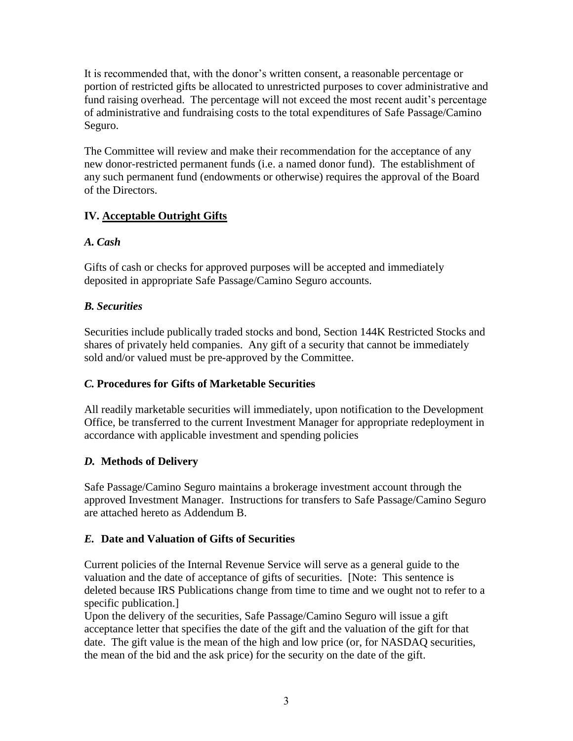It is recommended that, with the donor's written consent, a reasonable percentage or portion of restricted gifts be allocated to unrestricted purposes to cover administrative and fund raising overhead. The percentage will not exceed the most recent audit's percentage of administrative and fundraising costs to the total expenditures of Safe Passage/Camino Seguro.

The Committee will review and make their recommendation for the acceptance of any new donor-restricted permanent funds (i.e. a named donor fund). The establishment of any such permanent fund (endowments or otherwise) requires the approval of the Board of the Directors.

## IV. <u>Acceptable Outright Gifts</u>

### *A. Cash*

Gifts of cash or checks for approved purposes will be accepted and immediately deposited in appropriate Safe Passage/Camino Seguro accounts.

### *B. Securities*

Securities include publically traded stocks and bond, Section 144K Restricted Stocks and shares of privately held companies. Any gift of a security that cannot be immediately sold and/or valued must be pre-approved by the Committee.

### *C.* **Procedures for Gifts of Marketable Securities**

All readily marketable securities will immediately, upon notification to the Development Office, be transferred to the current Investment Manager for appropriate redeployment in accordance with applicable investment and spending policies

### *D.* **Methods of Delivery**

Safe Passage/Camino Seguro maintains a brokerage investment account through the approved Investment Manager. Instructions for transfers to Safe Passage/Camino Seguro are attached hereto as Addendum B.

### *E.* **Date and Valuation of Gifts of Securities**

Current policies of the Internal Revenue Service will serve as a general guide to the valuation and the date of acceptance of gifts of securities. [Note: This sentence is deleted because IRS Publications change from time to time and we ought not to refer to a specific publication.]

Upon the delivery of the securities, Safe Passage/Camino Seguro will issue a gift acceptance letter that specifies the date of the gift and the valuation of the gift for that date. The gift value is the mean of the high and low price (or, for NASDAQ securities, the mean of the bid and the ask price) for the security on the date of the gift.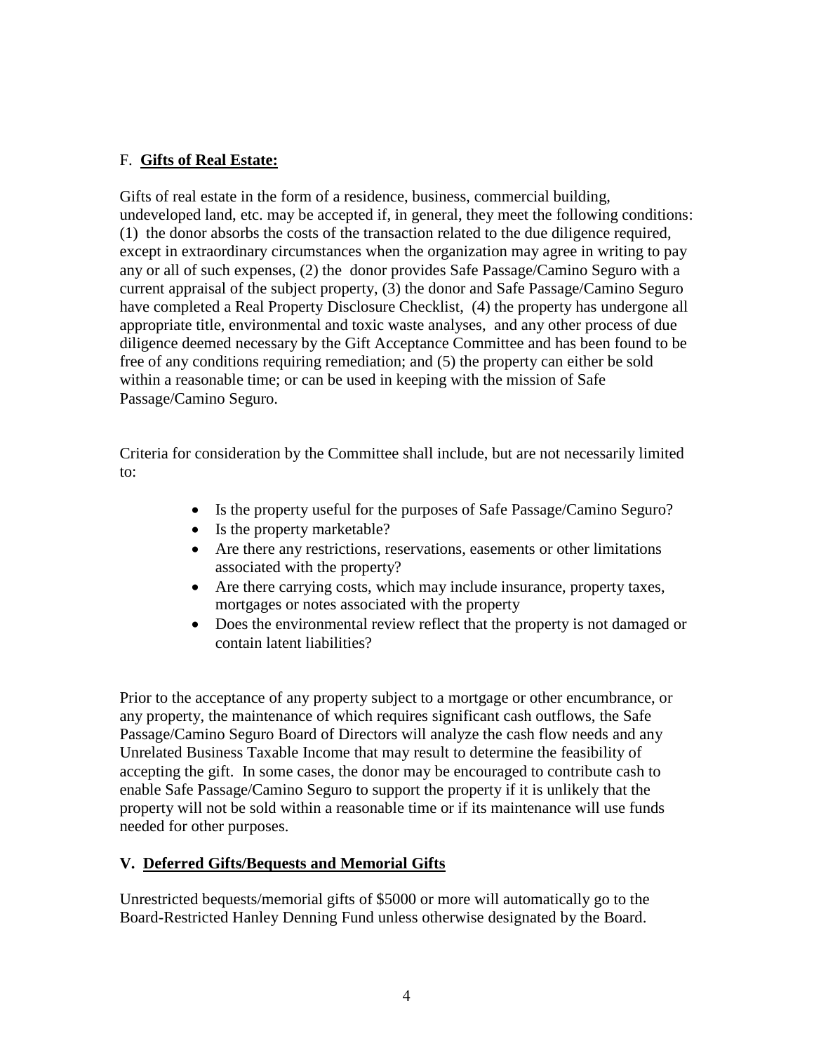### F. **Gifts of Real Estate:**

Gifts of real estate in the form of a residence, business, commercial building, undeveloped land, etc. may be accepted if, in general, they meet the following conditions: (1) the donor absorbs the costs of the transaction related to the due diligence required, except in extraordinary circumstances when the organization may agree in writing to pay any or all of such expenses, (2) the donor provides Safe Passage/Camino Seguro with a current appraisal of the subject property, (3) the donor and Safe Passage/Camino Seguro have completed a Real Property Disclosure Checklist, (4) the property has undergone all appropriate title, environmental and toxic waste analyses, and any other process of due diligence deemed necessary by the Gift Acceptance Committee and has been found to be free of any conditions requiring remediation; and (5) the property can either be sold within a reasonable time; or can be used in keeping with the mission of Safe Passage/Camino Seguro.

Criteria for consideration by the Committee shall include, but are not necessarily limited to:

- Is the property useful for the purposes of Safe Passage/Camino Seguro?
- Is the property marketable?
- Are there any restrictions, reservations, easements or other limitations associated with the property?
- Are there carrying costs, which may include insurance, property taxes, mortgages or notes associated with the property
- Does the environmental review reflect that the property is not damaged or contain latent liabilities?

Prior to the acceptance of any property subject to a mortgage or other encumbrance, or any property, the maintenance of which requires significant cash outflows, the Safe Passage/Camino Seguro Board of Directors will analyze the cash flow needs and any Unrelated Business Taxable Income that may result to determine the feasibility of accepting the gift. In some cases, the donor may be encouraged to contribute cash to enable Safe Passage/Camino Seguro to support the property if it is unlikely that the property will not be sold within a reasonable time or if its maintenance will use funds needed for other purposes.

## V. **Deferred Gifts/Bequests and Memorial Gifts**

Unrestricted bequests/memorial gifts of $5000 or more will automatically go to the Board-Restricted Hanley Denning Fund unless otherwise designated by the Board.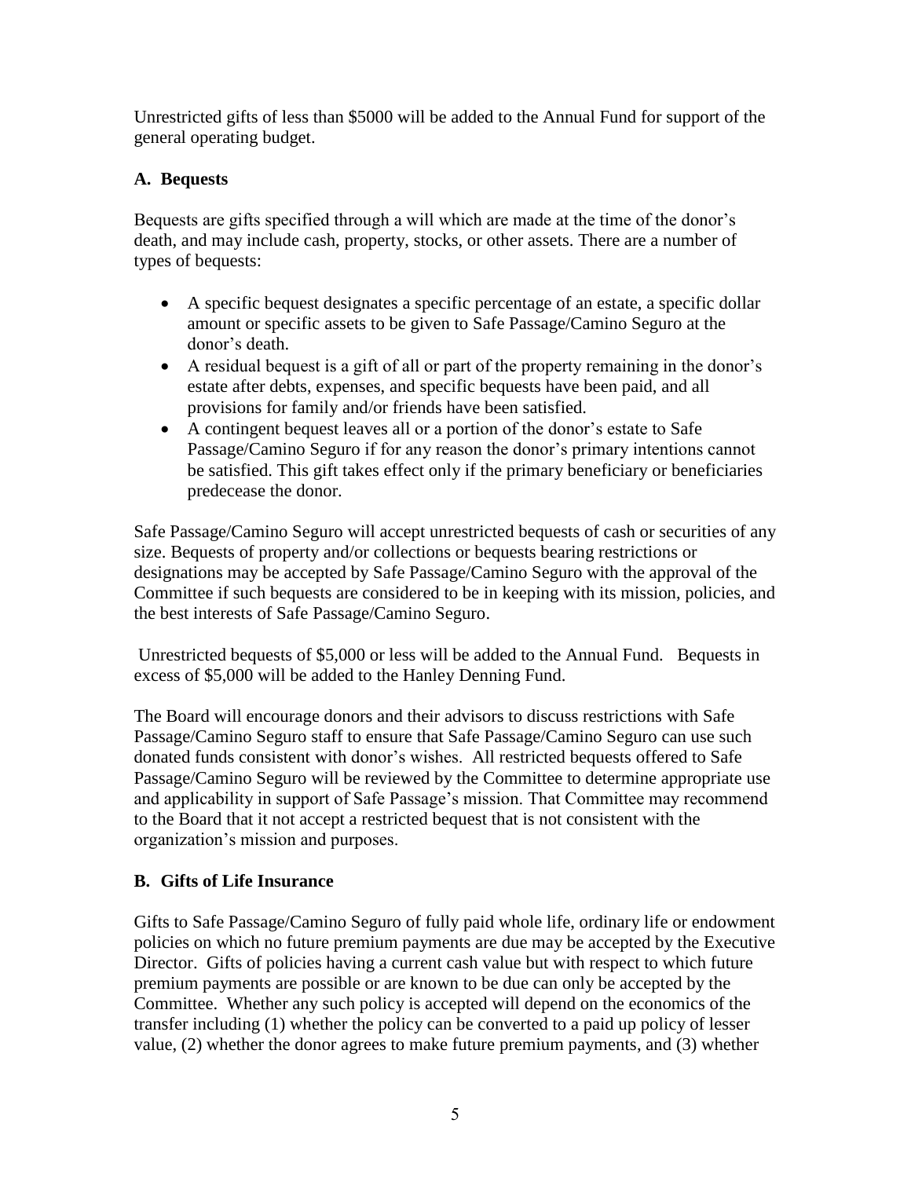Unrestricted gifts of less than \$5000 will be added to the Annual Fund for support of the general operating budget.

### A. Bequests

Bequests are gifts specified through a will which are made at the time of the donor's death, and may include cash, property, stocks, or other assets. There are a number of types of bequests:

- A specific bequest designates a specific percentage of an estate, a specific dollar amount or specific assets to be given to Safe Passage/Camino Seguro at the donor's death.
- A residual bequest is a gift of all or part of the property remaining in the donor's estate after debts, expenses, and specific bequests have been paid, and all provisions for family and/or friends have been satisfied.
- A contingent bequest leaves all or a portion of the donor's estate to Safe Passage/Camino Seguro if for any reason the donor's primary intentions cannot be satisfied. This gift takes effect only if the primary beneficiary or beneficiaries predecease the donor.

Safe Passage/Camino Seguro will accept unrestricted bequests of cash or securities of any size. Bequests of property and/or collections or bequests bearing restrictions or designations may be accepted by Safe Passage/Camino Seguro with the approval of the Committee if such bequests are considered to be in keeping with its mission, policies, and the best interests of Safe Passage/Camino Seguro.

Unrestricted bequests of \$5,000 or less will be added to the Annual Fund. Bequests in excess of \$5,000 will be added to the Hanley Denning Fund.

The Board will encourage donors and their advisors to discuss restrictions with Safe Passage/Camino Seguro staff to ensure that Safe Passage/Camino Seguro can use such donated funds consistent with donor's wishes. All restricted bequests offered to Safe Passage/Camino Seguro will be reviewed by the Committee to determine appropriate use and applicability in support of Safe Passage's mission. That Committee may recommend to the Board that it not accept a restricted bequest that is not consistent with the organization's mission and purposes.

### B. Gifts of Life Insurance

Gifts to Safe Passage/Camino Seguro of fully paid whole life, ordinary life or endowment policies on which no future premium payments are due may be accepted by the Executive Director. Gifts of policies having a current cash value but with respect to which future premium payments are possible or are known to be due can only be accepted by the Committee. Whether any such policy is accepted will depend on the economics of the transfer including (1) whether the policy can be converted to a paid up policy of lesser value, (2) whether the donor agrees to make future premium payments, and (3) whether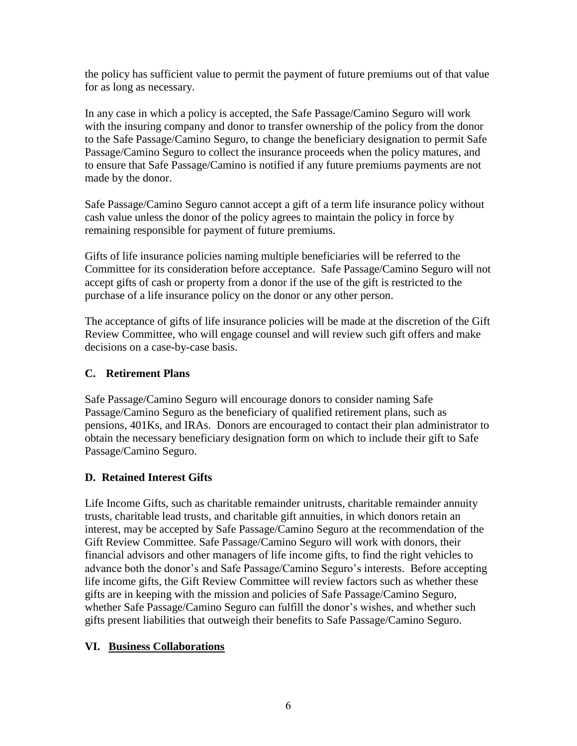the policy has sufficient value to permit the payment of future premiums out of that value for as long as necessary.

In any case in which a policy is accepted, the Safe Passage/Camino Seguro will work with the insuring company and donor to transfer ownership of the policy from the donor to the Safe Passage/Camino Seguro, to change the beneficiary designation to permit Safe Passage/Camino Seguro to collect the insurance proceeds when the policy matures, and to ensure that Safe Passage/Camino is notified if any future premiums payments are not made by the donor.

Safe Passage/Camino Seguro cannot accept a gift of a term life insurance policy without cash value unless the donor of the policy agrees to maintain the policy in force by remaining responsible for payment of future premiums.

Gifts of life insurance policies naming multiple beneficiaries will be referred to the Committee for its consideration before acceptance. Safe Passage/Camino Seguro will not accept gifts of cash or property from a donor if the use of the gift is restricted to the purchase of a life insurance policy on the donor or any other person.

The acceptance of gifts of life insurance policies will be made at the discretion of the Gift Review Committee, who will engage counsel and will review such gift offers and make decisions on a case-by-case basis.

### C. Retirement Plans

Safe Passage/Camino Seguro will encourage donors to consider naming Safe Passage/Camino Seguro as the beneficiary of qualified retirement plans, such as pensions, 401Ks, and IRAs. Donors are encouraged to contact their plan administrator to obtain the necessary beneficiary designation form on which to include their gift to Safe Passage/Camino Seguro.

### D. Retained Interest Gifts

Life Income Gifts, such as charitable remainder unitrusts, charitable remainder annuity trusts, charitable lead trusts, and charitable gift annuities, in which donors retain an interest, may be accepted by Safe Passage/Camino Seguro at the recommendation of the Gift Review Committee. Safe Passage/Camino Seguro will work with donors, their financial advisors and other managers of life income gifts, to find the right vehicles to advance both the donor's and Safe Passage/Camino Seguro's interests. Before accepting life income gifts, the Gift Review Committee will review factors such as whether these gifts are in keeping with the mission and policies of Safe Passage/Camino Seguro, whether Safe Passage/Camino Seguro can fulfill the donor's wishes, and whether such gifts present liabilities that outweigh their benefits to Safe Passage/Camino Seguro.

## VI. Business Collaborations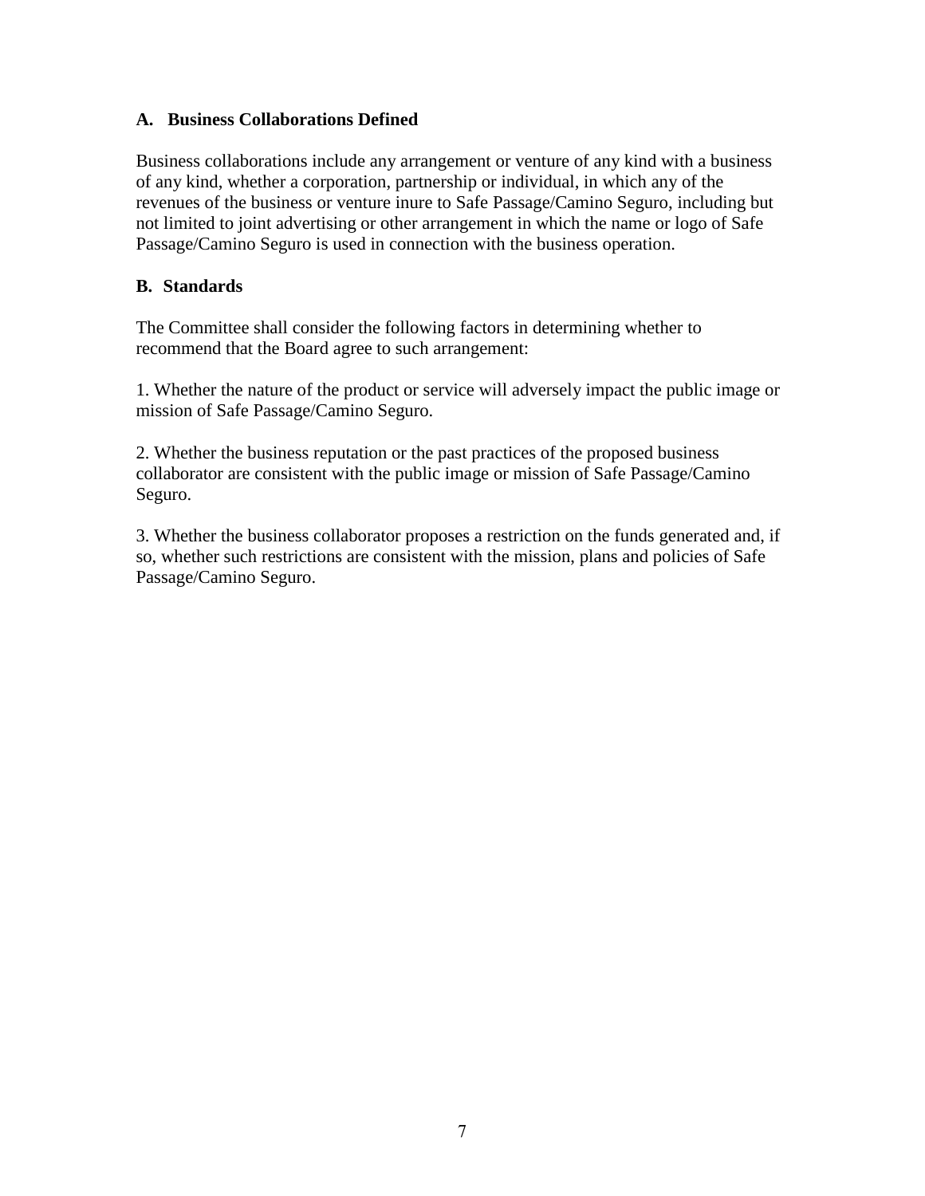### A. Business Collaborations Defined

Business collaborations include any arrangement or venture of any kind with a business of any kind, whether a corporation, partnership or individual, in which any of the revenues of the business or venture inure to Safe Passage/Camino Seguro, including but not limited to joint advertising or other arrangement in which the name or logo of Safe Passage/Camino Seguro is used in connection with the business operation.

### B. Standards

The Committee shall consider the following factors in determining whether to recommend that the Board agree to such arrangement:

1. Whether the nature of the product or service will adversely impact the public image or mission of Safe Passage/Camino Seguro.

2. Whether the business reputation or the past practices of the proposed business collaborator are consistent with the public image or mission of Safe Passage/Camino Seguro.

3. Whether the business collaborator proposes a restriction on the funds generated and, if so, whether such restrictions are consistent with the mission, plans and policies of Safe Passage/Camino Seguro.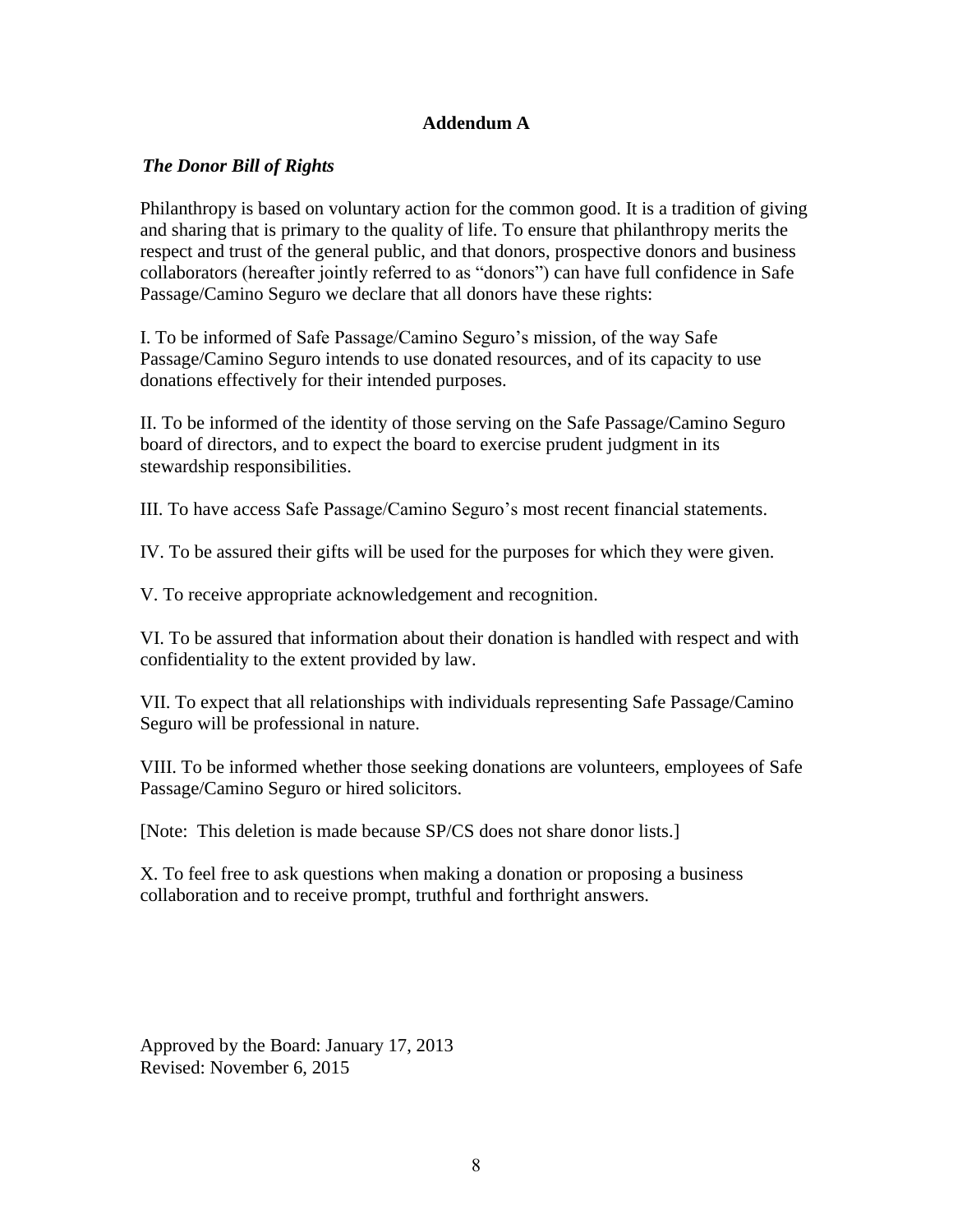**Addendum A**

***The Donor Bill of Rights***

Philanthropy is based on voluntary action for the common good. It is a tradition of giving and sharing that is primary to the quality of life. To ensure that philanthropy merits the respect and trust of the general public, and that donors, prospective donors and business collaborators (hereafter jointly referred to as "donors") can have full confidence in Safe Passage/Camino Seguro we declare that all donors have these rights:

I. To be informed of Safe Passage/Camino Seguro's mission, of the way Safe Passage/Camino Seguro intends to use donated resources, and of its capacity to use donations effectively for their intended purposes.

II. To be informed of the identity of those serving on the Safe Passage/Camino Seguro board of directors, and to expect the board to exercise prudent judgment in its stewardship responsibilities.

III. To have access Safe Passage/Camino Seguro's most recent financial statements.

IV. To be assured their gifts will be used for the purposes for which they were given.

V. To receive appropriate acknowledgement and recognition.

VI. To be assured that information about their donation is handled with respect and with confidentiality to the extent provided by law.

VII. To expect that all relationships with individuals representing Safe Passage/Camino Seguro will be professional in nature.

VIII. To be informed whether those seeking donations are volunteers, employees of Safe Passage/Camino Seguro or hired solicitors.

[Note: This deletion is made because SP/CS does not share donor lists.]

X. To feel free to ask questions when making a donation or proposing a business collaboration and to receive prompt, truthful and forthright answers.

Approved by the Board: January 17, 2013
Revised: November 6, 2015